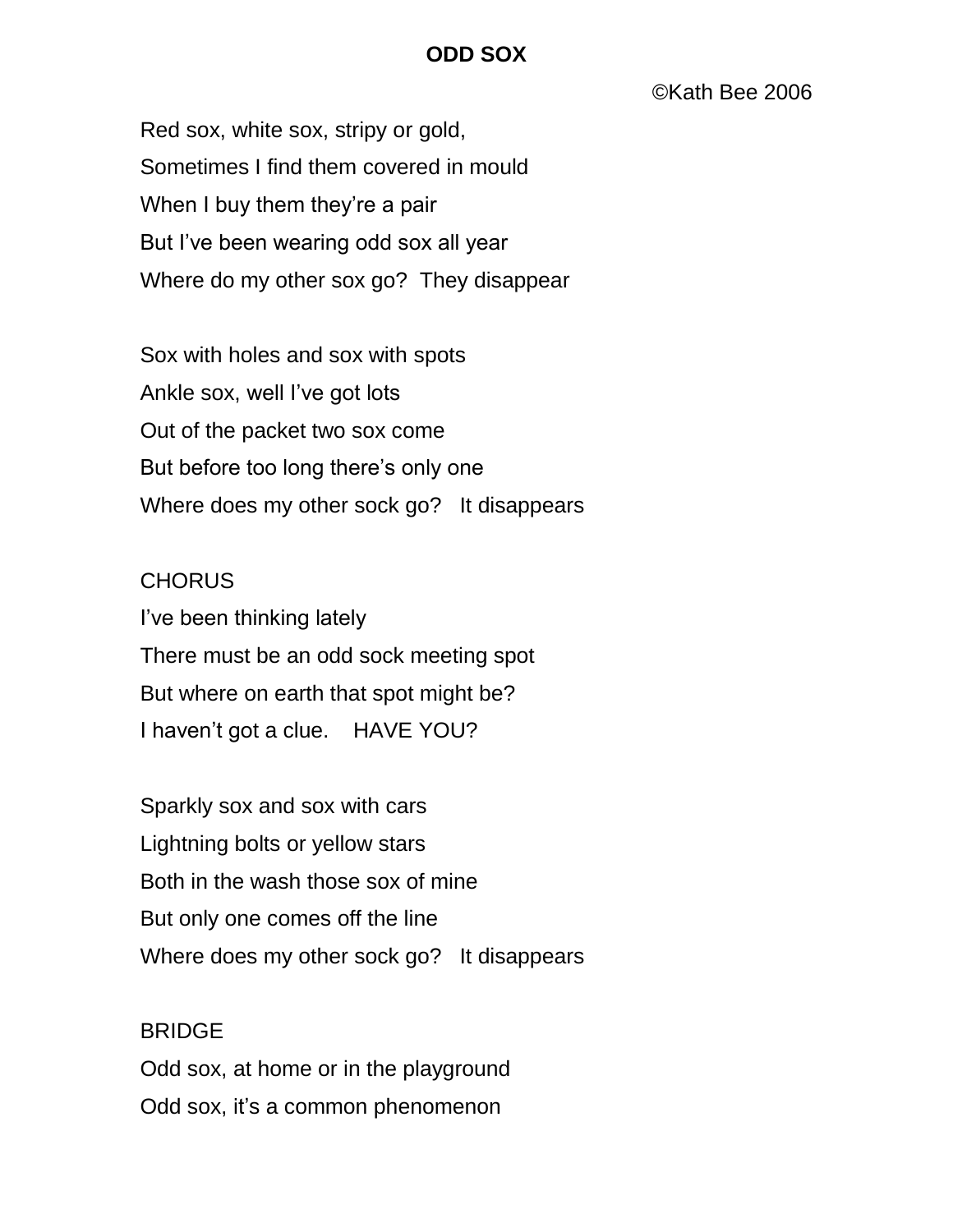# ODD SOX

©Kath Bee 2006

Red sox, white sox, stripy or gold,
Sometimes I find them covered in mould
When I buy them they're a pair
But I've been wearing odd sox all year
Where do my other sox go?  They disappear

Sox with holes and sox with spots
Ankle sox, well I've got lots
Out of the packet two sox come
But before too long there's only one
Where does my other sock go?   It disappears

CHORUS
I've been thinking lately
There must be an odd sock meeting spot
But where on earth that spot might be?
I haven't got a clue.    HAVE YOU?

Sparkly sox and sox with cars
Lightning bolts or yellow stars
Both in the wash those sox of mine
But only one comes off the line
Where does my other sock go?   It disappears

BRIDGE
Odd sox, at home or in the playground
Odd sox, it's a common phenomenon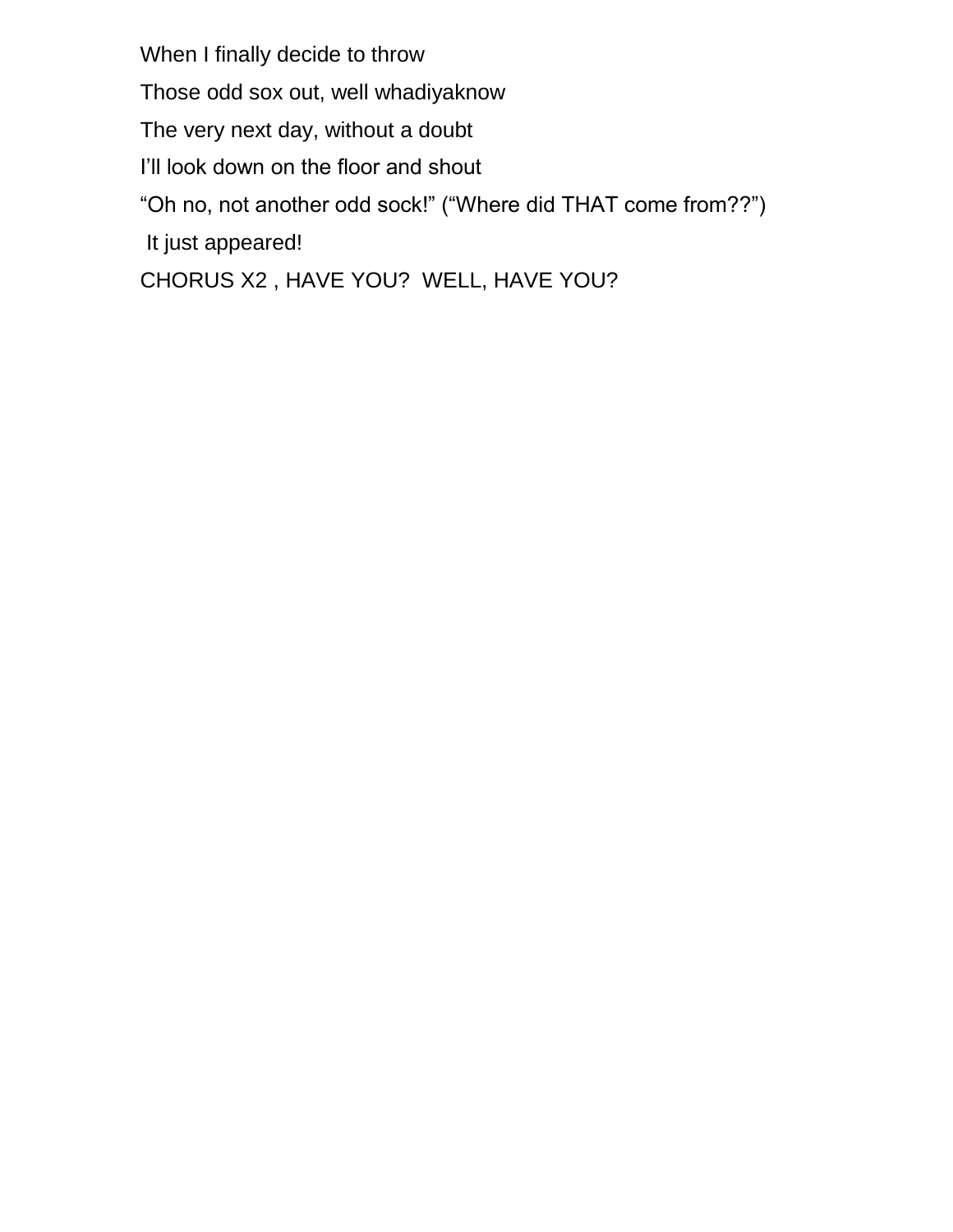When I finally decide to throw

Those odd sox out, well whadiyaknow

The very next day, without a doubt

I'll look down on the floor and shout

"Oh no, not another odd sock!" ("Where did THAT come from??")

It just appeared!

CHORUS X2 , HAVE YOU? WELL, HAVE YOU?